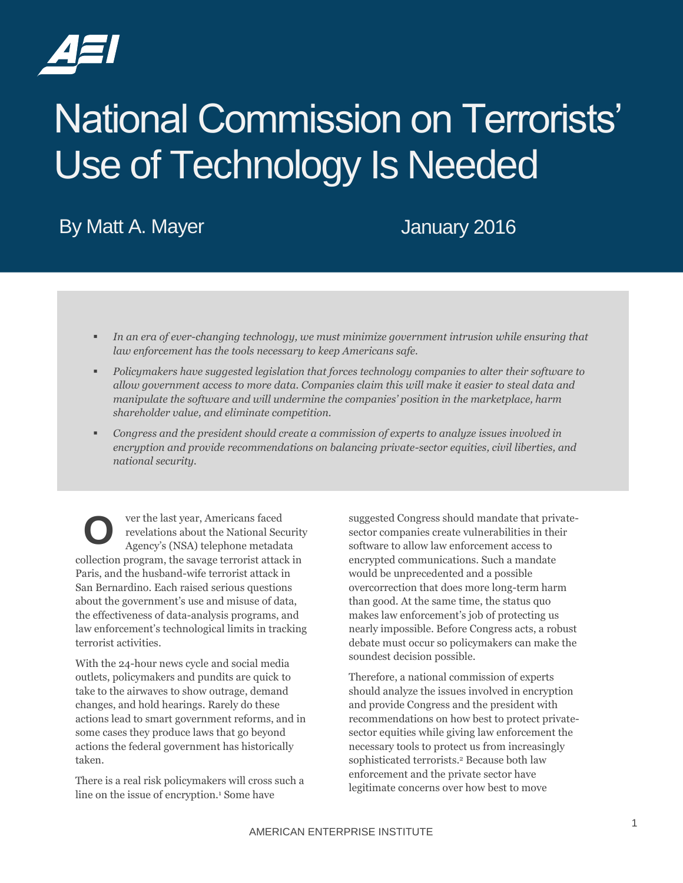# National Commission on Terrorists' Use of Technology Is Needed

By Matt A. Mayer

January 2016

- *In an era of ever-changing technology, we must minimize government intrusion while ensuring that law enforcement has the tools necessary to keep Americans safe.*
- *Policymakers have suggested legislation that forces technology companies to alter their software to allow government access to more data. Companies claim this will make it easier to steal data and manipulate the software and will undermine the companies' position in the marketplace, harm shareholder value, and eliminate competition.*
- *Congress and the president should create a commission of experts to analyze issues involved in encryption and provide recommendations on balancing private-sector equities, civil liberties, and national security.*

Over the last year, Americans faced revelations about the National Security Agency's (NSA) telephone metadata collection program, the savage terrorist attack in Paris, and the husband-wife terrorist attack in San Bernardino. Each raised serious questions about the government's use and misuse of data, the effectiveness of data-analysis programs, and law enforcement's technological limits in tracking terrorist activities.

With the 24-hour news cycle and social media outlets, policymakers and pundits are quick to take to the airwaves to show outrage, demand changes, and hold hearings. Rarely do these actions lead to smart government reforms, and in some cases they produce laws that go beyond actions the federal government has historically taken.

There is a real risk policymakers will cross such a line on the issue of encryption.[1] Some have suggested Congress should mandate that private-sector companies create vulnerabilities in their software to allow law enforcement access to encrypted communications. Such a mandate would be unprecedented and a possible overcorrection that does more long-term harm than good. At the same time, the status quo makes law enforcement's job of protecting us nearly impossible. Before Congress acts, a robust debate must occur so policymakers can make the soundest decision possible.

Therefore, a national commission of experts should analyze the issues involved in encryption and provide Congress and the president with recommendations on how best to protect private-sector equities while giving law enforcement the necessary tools to protect us from increasingly sophisticated terrorists.[2] Because both law enforcement and the private sector have legitimate concerns over how best to move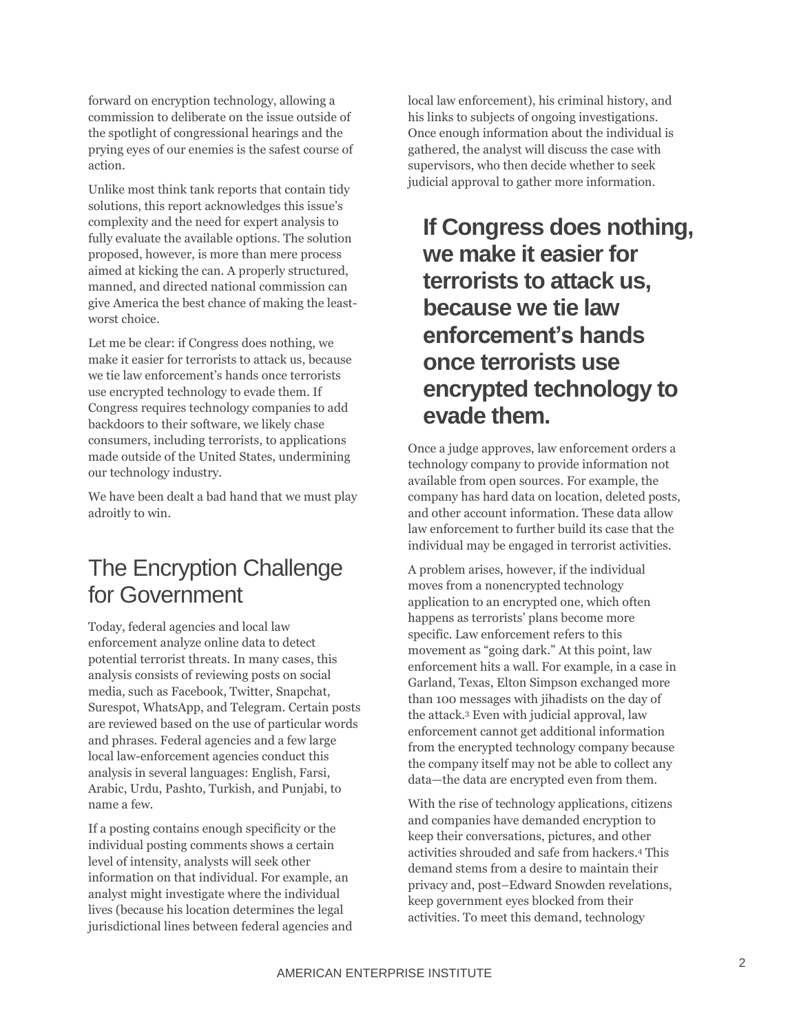forward on encryption technology, allowing a commission to deliberate on the issue outside of the spotlight of congressional hearings and the prying eyes of our enemies is the safest course of action.

Unlike most think tank reports that contain tidy solutions, this report acknowledges this issue's complexity and the need for expert analysis to fully evaluate the available options. The solution proposed, however, is more than mere process aimed at kicking the can. A properly structured, manned, and directed national commission can give America the best chance of making the least-worst choice.

Let me be clear: if Congress does nothing, we make it easier for terrorists to attack us, because we tie law enforcement's hands once terrorists use encrypted technology to evade them. If Congress requires technology companies to add backdoors to their software, we likely chase consumers, including terrorists, to applications made outside of the United States, undermining our technology industry.

We have been dealt a bad hand that we must play adroitly to win.

## The Encryption Challenge for Government

Today, federal agencies and local law enforcement analyze online data to detect potential terrorist threats. In many cases, this analysis consists of reviewing posts on social media, such as Facebook, Twitter, Snapchat, Surespot, WhatsApp, and Telegram. Certain posts are reviewed based on the use of particular words and phrases. Federal agencies and a few large local law-enforcement agencies conduct this analysis in several languages: English, Farsi, Arabic, Urdu, Pashto, Turkish, and Punjabi, to name a few.

If a posting contains enough specificity or the individual posting comments shows a certain level of intensity, analysts will seek other information on that individual. For example, an analyst might investigate where the individual lives (because his location determines the legal jurisdictional lines between federal agencies and local law enforcement), his criminal history, and his links to subjects of ongoing investigations. Once enough information about the individual is gathered, the analyst will discuss the case with supervisors, who then decide whether to seek judicial approval to gather more information.

**If Congress does nothing, we make it easier for terrorists to attack us, because we tie law enforcement's hands once terrorists use encrypted technology to evade them.**

Once a judge approves, law enforcement orders a technology company to provide information not available from open sources. For example, the company has hard data on location, deleted posts, and other account information. These data allow law enforcement to further build its case that the individual may be engaged in terrorist activities.

A problem arises, however, if the individual moves from a nonencrypted technology application to an encrypted one, which often happens as terrorists' plans become more specific. Law enforcement refers to this movement as "going dark." At this point, law enforcement hits a wall. For example, in a case in Garland, Texas, Elton Simpson exchanged more than 100 messages with jihadists on the day of the attack.[3] Even with judicial approval, law enforcement cannot get additional information from the encrypted technology company because the company itself may not be able to collect any data—the data are encrypted even from them.

With the rise of technology applications, citizens and companies have demanded encryption to keep their conversations, pictures, and other activities shrouded and safe from hackers.[4] This demand stems from a desire to maintain their privacy and, post–Edward Snowden revelations, keep government eyes blocked from their activities. To meet this demand, technology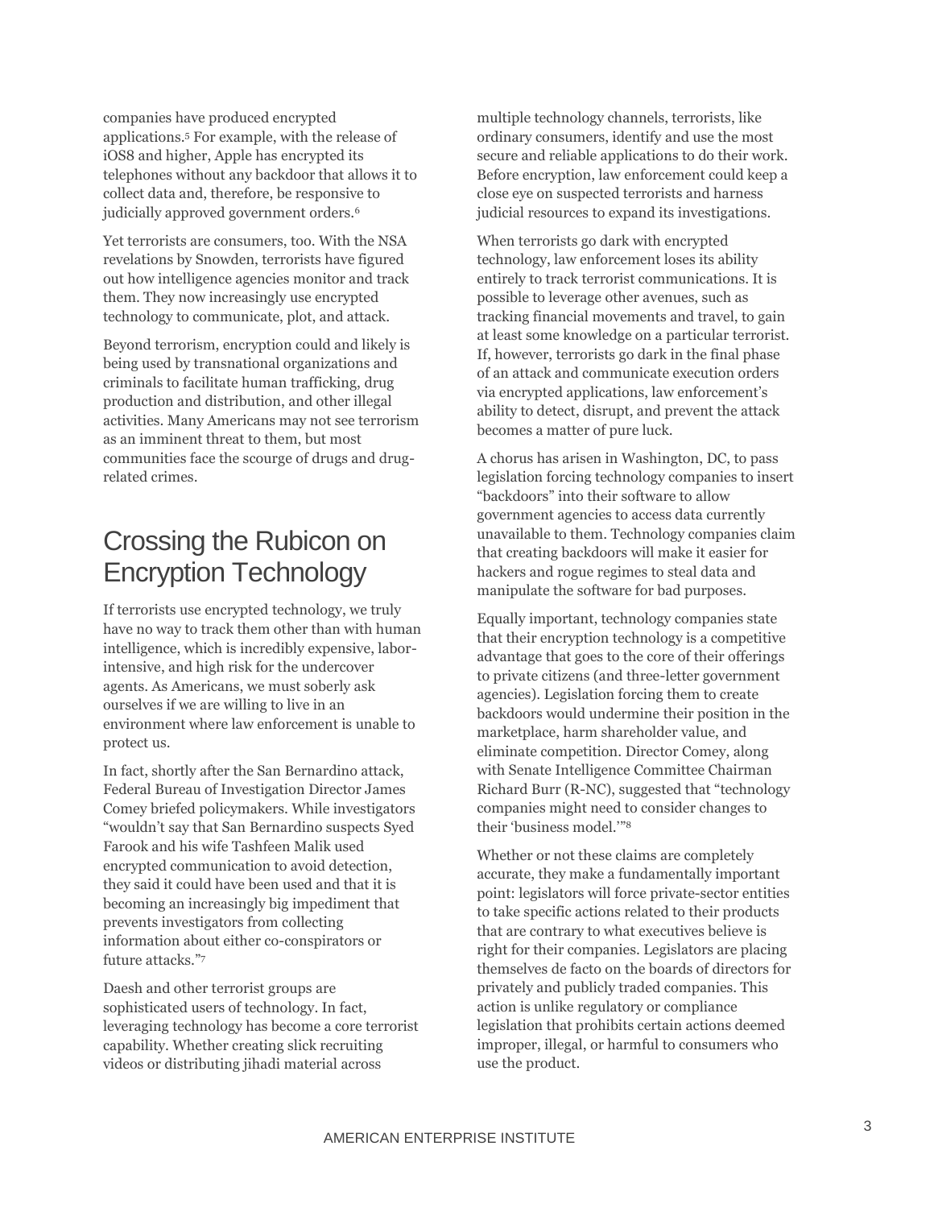companies have produced encrypted applications.[5] For example, with the release of iOS8 and higher, Apple has encrypted its telephones without any backdoor that allows it to collect data and, therefore, be responsive to judicially approved government orders.[6]

Yet terrorists are consumers, too. With the NSA revelations by Snowden, terrorists have figured out how intelligence agencies monitor and track them. They now increasingly use encrypted technology to communicate, plot, and attack.

Beyond terrorism, encryption could and likely is being used by transnational organizations and criminals to facilitate human trafficking, drug production and distribution, and other illegal activities. Many Americans may not see terrorism as an imminent threat to them, but most communities face the scourge of drugs and drug-related crimes.

## Crossing the Rubicon on Encryption Technology

If terrorists use encrypted technology, we truly have no way to track them other than with human intelligence, which is incredibly expensive, labor-intensive, and high risk for the undercover agents. As Americans, we must soberly ask ourselves if we are willing to live in an environment where law enforcement is unable to protect us.

In fact, shortly after the San Bernardino attack, Federal Bureau of Investigation Director James Comey briefed policymakers. While investigators "wouldn't say that San Bernardino suspects Syed Farook and his wife Tashfeen Malik used encrypted communication to avoid detection, they said it could have been used and that it is becoming an increasingly big impediment that prevents investigators from collecting information about either co-conspirators or future attacks."[7]

Daesh and other terrorist groups are sophisticated users of technology. In fact, leveraging technology has become a core terrorist capability. Whether creating slick recruiting videos or distributing jihadi material across multiple technology channels, terrorists, like ordinary consumers, identify and use the most secure and reliable applications to do their work. Before encryption, law enforcement could keep a close eye on suspected terrorists and harness judicial resources to expand its investigations.

When terrorists go dark with encrypted technology, law enforcement loses its ability entirely to track terrorist communications. It is possible to leverage other avenues, such as tracking financial movements and travel, to gain at least some knowledge on a particular terrorist. If, however, terrorists go dark in the final phase of an attack and communicate execution orders via encrypted applications, law enforcement's ability to detect, disrupt, and prevent the attack becomes a matter of pure luck.

A chorus has arisen in Washington, DC, to pass legislation forcing technology companies to insert "backdoors" into their software to allow government agencies to access data currently unavailable to them. Technology companies claim that creating backdoors will make it easier for hackers and rogue regimes to steal data and manipulate the software for bad purposes.

Equally important, technology companies state that their encryption technology is a competitive advantage that goes to the core of their offerings to private citizens (and three-letter government agencies). Legislation forcing them to create backdoors would undermine their position in the marketplace, harm shareholder value, and eliminate competition. Director Comey, along with Senate Intelligence Committee Chairman Richard Burr (R-NC), suggested that "technology companies might need to consider changes to their 'business model.'"[8]

Whether or not these claims are completely accurate, they make a fundamentally important point: legislators will force private-sector entities to take specific actions related to their products that are contrary to what executives believe is right for their companies. Legislators are placing themselves de facto on the boards of directors for privately and publicly traded companies. This action is unlike regulatory or compliance legislation that prohibits certain actions deemed improper, illegal, or harmful to consumers who use the product.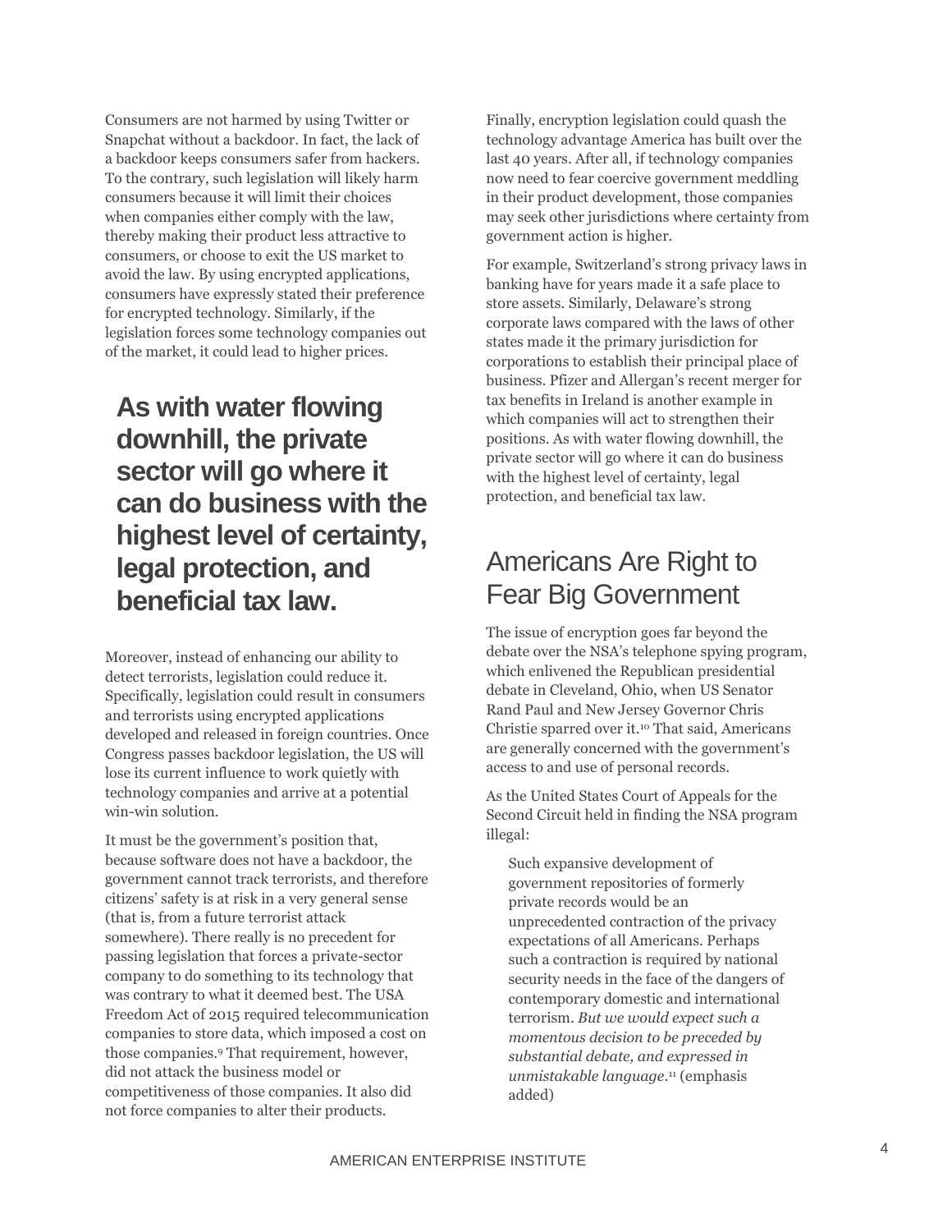Consumers are not harmed by using Twitter or Snapchat without a backdoor. In fact, the lack of a backdoor keeps consumers safer from hackers. To the contrary, such legislation will likely harm consumers because it will limit their choices when companies either comply with the law, thereby making their product less attractive to consumers, or choose to exit the US market to avoid the law. By using encrypted applications, consumers have expressly stated their preference for encrypted technology. Similarly, if the legislation forces some technology companies out of the market, it could lead to higher prices.

**As with water flowing downhill, the private sector will go where it can do business with the highest level of certainty, legal protection, and beneficial tax law.**

Moreover, instead of enhancing our ability to detect terrorists, legislation could reduce it. Specifically, legislation could result in consumers and terrorists using encrypted applications developed and released in foreign countries. Once Congress passes backdoor legislation, the US will lose its current influence to work quietly with technology companies and arrive at a potential win-win solution.

It must be the government's position that, because software does not have a backdoor, the government cannot track terrorists, and therefore citizens' safety is at risk in a very general sense (that is, from a future terrorist attack somewhere). There really is no precedent for passing legislation that forces a private-sector company to do something to its technology that was contrary to what it deemed best. The USA Freedom Act of 2015 required telecommunication companies to store data, which imposed a cost on those companies.[9] That requirement, however, did not attack the business model or competitiveness of those companies. It also did not force companies to alter their products.

Finally, encryption legislation could quash the technology advantage America has built over the last 40 years. After all, if technology companies now need to fear coercive government meddling in their product development, those companies may seek other jurisdictions where certainty from government action is higher.

For example, Switzerland's strong privacy laws in banking have for years made it a safe place to store assets. Similarly, Delaware's strong corporate laws compared with the laws of other states made it the primary jurisdiction for corporations to establish their principal place of business. Pfizer and Allergan's recent merger for tax benefits in Ireland is another example in which companies will act to strengthen their positions. As with water flowing downhill, the private sector will go where it can do business with the highest level of certainty, legal protection, and beneficial tax law.

## Americans Are Right to Fear Big Government

The issue of encryption goes far beyond the debate over the NSA's telephone spying program, which enlivened the Republican presidential debate in Cleveland, Ohio, when US Senator Rand Paul and New Jersey Governor Chris Christie sparred over it.[10] That said, Americans are generally concerned with the government's access to and use of personal records.

As the United States Court of Appeals for the Second Circuit held in finding the NSA program illegal:

> Such expansive development of government repositories of formerly private records would be an unprecedented contraction of the privacy expectations of all Americans. Perhaps such a contraction is required by national security needs in the face of the dangers of contemporary domestic and international terrorism. *But we would expect such a momentous decision to be preceded by substantial debate, and expressed in unmistakable language*.[11] (emphasis added)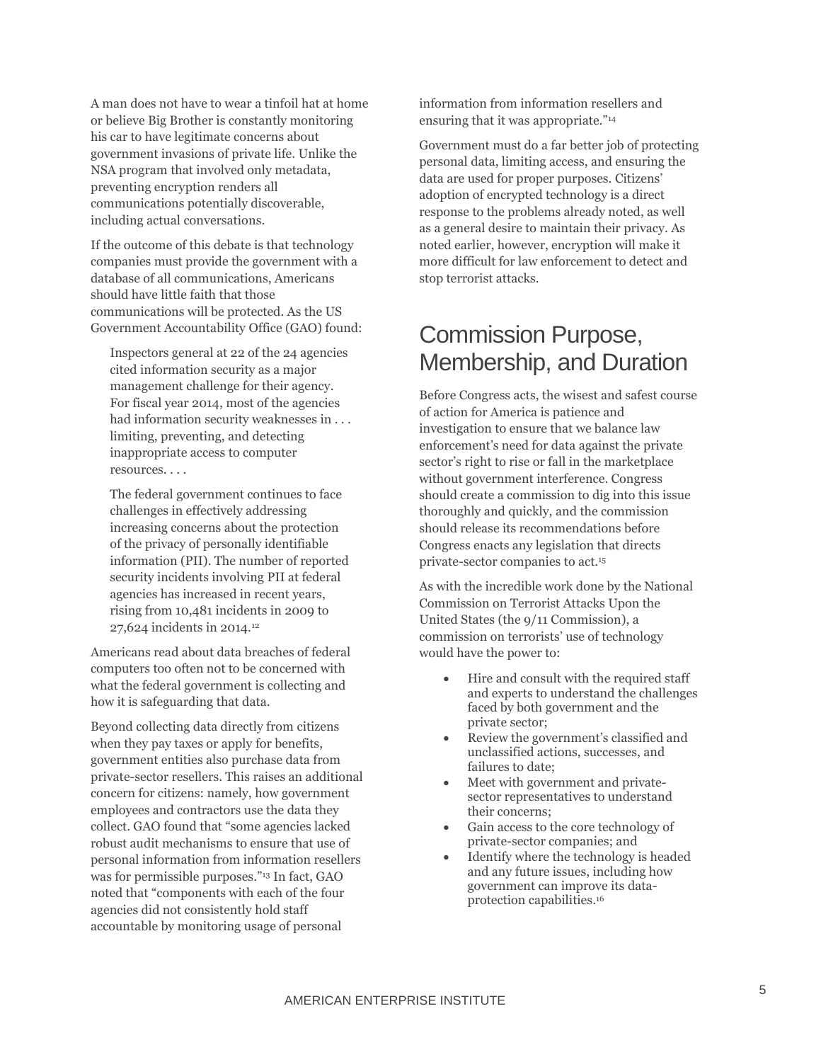A man does not have to wear a tinfoil hat at home or believe Big Brother is constantly monitoring his car to have legitimate concerns about government invasions of private life. Unlike the NSA program that involved only metadata, preventing encryption renders all communications potentially discoverable, including actual conversations.

If the outcome of this debate is that technology companies must provide the government with a database of all communications, Americans should have little faith that those communications will be protected. As the US Government Accountability Office (GAO) found:

> Inspectors general at 22 of the 24 agencies cited information security as a major management challenge for their agency. For fiscal year 2014, most of the agencies had information security weaknesses in . . . limiting, preventing, and detecting inappropriate access to computer resources. . . .
>
> The federal government continues to face challenges in effectively addressing increasing concerns about the protection of the privacy of personally identifiable information (PII). The number of reported security incidents involving PII at federal agencies has increased in recent years, rising from 10,481 incidents in 2009 to 27,624 incidents in 2014.[12]

Americans read about data breaches of federal computers too often not to be concerned with what the federal government is collecting and how it is safeguarding that data.

Beyond collecting data directly from citizens when they pay taxes or apply for benefits, government entities also purchase data from private-sector resellers. This raises an additional concern for citizens: namely, how government employees and contractors use the data they collect. GAO found that "some agencies lacked robust audit mechanisms to ensure that use of personal information from information resellers was for permissible purposes."[13] In fact, GAO noted that "components with each of the four agencies did not consistently hold staff accountable by monitoring usage of personal information from information resellers and ensuring that it was appropriate."[14]

Government must do a far better job of protecting personal data, limiting access, and ensuring the data are used for proper purposes. Citizens' adoption of encrypted technology is a direct response to the problems already noted, as well as a general desire to maintain their privacy. As noted earlier, however, encryption will make it more difficult for law enforcement to detect and stop terrorist attacks.

## Commission Purpose, Membership, and Duration

Before Congress acts, the wisest and safest course of action for America is patience and investigation to ensure that we balance law enforcement's need for data against the private sector's right to rise or fall in the marketplace without government interference. Congress should create a commission to dig into this issue thoroughly and quickly, and the commission should release its recommendations before Congress enacts any legislation that directs private-sector companies to act.[15]

As with the incredible work done by the National Commission on Terrorist Attacks Upon the United States (the 9/11 Commission), a commission on terrorists' use of technology would have the power to:

- Hire and consult with the required staff and experts to understand the challenges faced by both government and the private sector;
- Review the government's classified and unclassified actions, successes, and failures to date;
- Meet with government and private-sector representatives to understand their concerns;
- Gain access to the core technology of private-sector companies; and
- Identify where the technology is headed and any future issues, including how government can improve its data-protection capabilities.[16]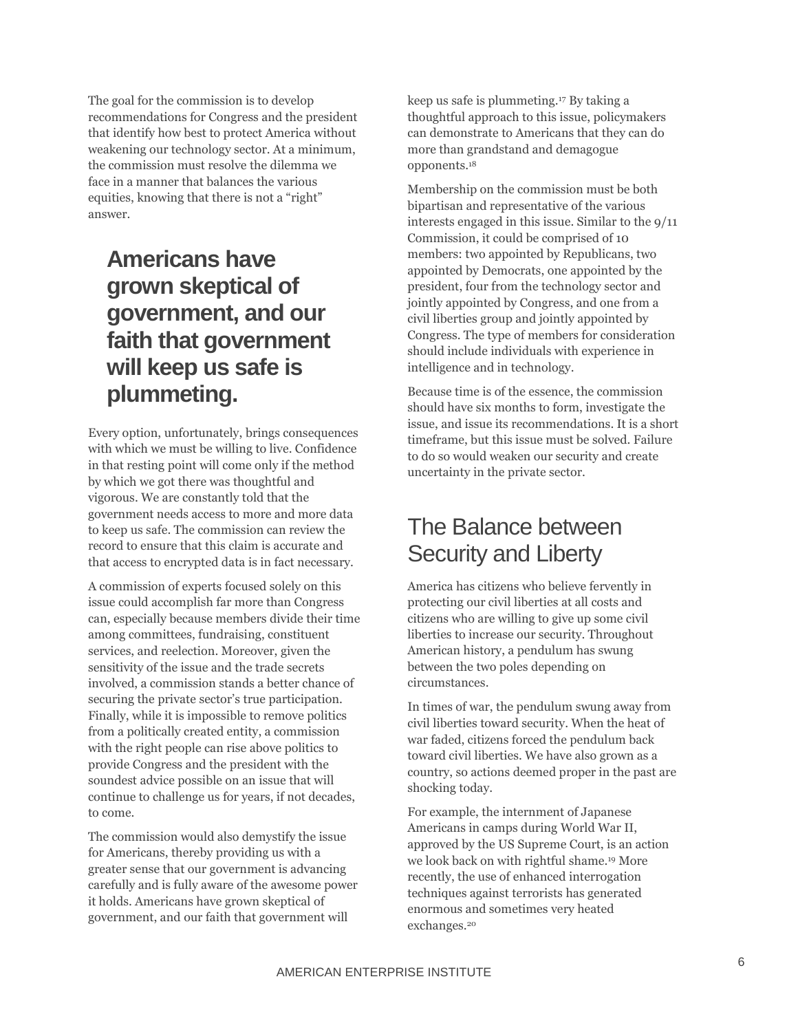The goal for the commission is to develop recommendations for Congress and the president that identify how best to protect America without weakening our technology sector. At a minimum, the commission must resolve the dilemma we face in a manner that balances the various equities, knowing that there is not a "right" answer.

> **Americans have grown skeptical of government, and our faith that government will keep us safe is plummeting.**

Every option, unfortunately, brings consequences with which we must be willing to live. Confidence in that resting point will come only if the method by which we got there was thoughtful and vigorous. We are constantly told that the government needs access to more and more data to keep us safe. The commission can review the record to ensure that this claim is accurate and that access to encrypted data is in fact necessary.

A commission of experts focused solely on this issue could accomplish far more than Congress can, especially because members divide their time among committees, fundraising, constituent services, and reelection. Moreover, given the sensitivity of the issue and the trade secrets involved, a commission stands a better chance of securing the private sector's true participation. Finally, while it is impossible to remove politics from a politically created entity, a commission with the right people can rise above politics to provide Congress and the president with the soundest advice possible on an issue that will continue to challenge us for years, if not decades, to come.

The commission would also demystify the issue for Americans, thereby providing us with a greater sense that our government is advancing carefully and is fully aware of the awesome power it holds. Americans have grown skeptical of government, and our faith that government will keep us safe is plummeting.[17] By taking a thoughtful approach to this issue, policymakers can demonstrate to Americans that they can do more than grandstand and demagogue opponents.[18]

Membership on the commission must be both bipartisan and representative of the various interests engaged in this issue. Similar to the 9/11 Commission, it could be comprised of 10 members: two appointed by Republicans, two appointed by Democrats, one appointed by the president, four from the technology sector and jointly appointed by Congress, and one from a civil liberties group and jointly appointed by Congress. The type of members for consideration should include individuals with experience in intelligence and in technology.

Because time is of the essence, the commission should have six months to form, investigate the issue, and issue its recommendations. It is a short timeframe, but this issue must be solved. Failure to do so would weaken our security and create uncertainty in the private sector.

## The Balance between Security and Liberty

America has citizens who believe fervently in protecting our civil liberties at all costs and citizens who are willing to give up some civil liberties to increase our security. Throughout American history, a pendulum has swung between the two poles depending on circumstances.

In times of war, the pendulum swung away from civil liberties toward security. When the heat of war faded, citizens forced the pendulum back toward civil liberties. We have also grown as a country, so actions deemed proper in the past are shocking today.

For example, the internment of Japanese Americans in camps during World War II, approved by the US Supreme Court, is an action we look back on with rightful shame.[19] More recently, the use of enhanced interrogation techniques against terrorists has generated enormous and sometimes very heated exchanges.[20]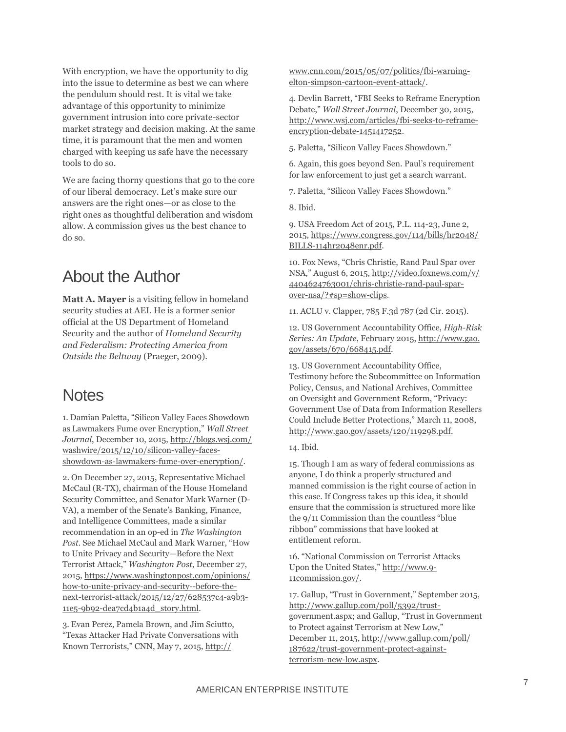With encryption, we have the opportunity to dig into the issue to determine as best we can where the pendulum should rest. It is vital we take advantage of this opportunity to minimize government intrusion into core private-sector market strategy and decision making. At the same time, it is paramount that the men and women charged with keeping us safe have the necessary tools to do so.

We are facing thorny questions that go to the core of our liberal democracy. Let's make sure our answers are the right ones—or as close to the right ones as thoughtful deliberation and wisdom allow. A commission gives us the best chance to do so.

## About the Author

**Matt A. Mayer** is a visiting fellow in homeland security studies at AEI. He is a former senior official at the US Department of Homeland Security and the author of *Homeland Security and Federalism: Protecting America from Outside the Beltway* (Praeger, 2009).

## Notes

1. Damian Paletta, "Silicon Valley Faces Showdown as Lawmakers Fume over Encryption," *Wall Street Journal*, December 10, 2015, http://blogs.wsj.com/washwire/2015/12/10/silicon-valley-faces-showdown-as-lawmakers-fume-over-encryption/.

2. On December 27, 2015, Representative Michael McCaul (R-TX), chairman of the House Homeland Security Committee, and Senator Mark Warner (D-VA), a member of the Senate's Banking, Finance, and Intelligence Committees, made a similar recommendation in an op-ed in *The Washington Post*. See Michael McCaul and Mark Warner, "How to Unite Privacy and Security—Before the Next Terrorist Attack," *Washington Post*, December 27, 2015, https://www.washingtonpost.com/opinions/how-to-unite-privacy-and-security--before-the-next-terrorist-attack/2015/12/27/628537c4-a9b3-11e5-9b92-dea7cd4b1a4d_story.html.

3. Evan Perez, Pamela Brown, and Jim Sciutto, "Texas Attacker Had Private Conversations with Known Terrorists," CNN, May 7, 2015, http://www.cnn.com/2015/05/07/politics/fbi-warning-elton-simpson-cartoon-event-attack/.

4. Devlin Barrett, "FBI Seeks to Reframe Encryption Debate," *Wall Street Journal*, December 30, 2015, http://www.wsj.com/articles/fbi-seeks-to-reframe-encryption-debate-1451417252.

5. Paletta, "Silicon Valley Faces Showdown."

6. Again, this goes beyond Sen. Paul's requirement for law enforcement to just get a search warrant.

7. Paletta, "Silicon Valley Faces Showdown."

8. Ibid.

9. USA Freedom Act of 2015, P.L. 114-23, June 2, 2015, https://www.congress.gov/114/bills/hr2048/BILLS-114hr2048enr.pdf.

10. Fox News, "Chris Christie, Rand Paul Spar over NSA," August 6, 2015, http://video.foxnews.com/v/4404624763001/chris-christie-rand-paul-spar-over-nsa/?#sp=show-clips.

11. ACLU v. Clapper, 785 F.3d 787 (2d Cir. 2015).

12. US Government Accountability Office, *High-Risk Series: An Update*, February 2015, http://www.gao.gov/assets/670/668415.pdf.

13. US Government Accountability Office, Testimony before the Subcommittee on Information Policy, Census, and National Archives, Committee on Oversight and Government Reform, "Privacy: Government Use of Data from Information Resellers Could Include Better Protections," March 11, 2008, http://www.gao.gov/assets/120/119298.pdf.

14. Ibid.

15. Though I am as wary of federal commissions as anyone, I do think a properly structured and manned commission is the right course of action in this case. If Congress takes up this idea, it should ensure that the commission is structured more like the 9/11 Commission than the countless "blue ribbon" commissions that have looked at entitlement reform.

16. "National Commission on Terrorist Attacks Upon the United States," http://www.9-11commission.gov/.

17. Gallup, "Trust in Government," September 2015, http://www.gallup.com/poll/5392/trust-government.aspx; and Gallup, "Trust in Government to Protect against Terrorism at New Low," December 11, 2015, http://www.gallup.com/poll/187622/trust-government-protect-against-terrorism-new-low.aspx.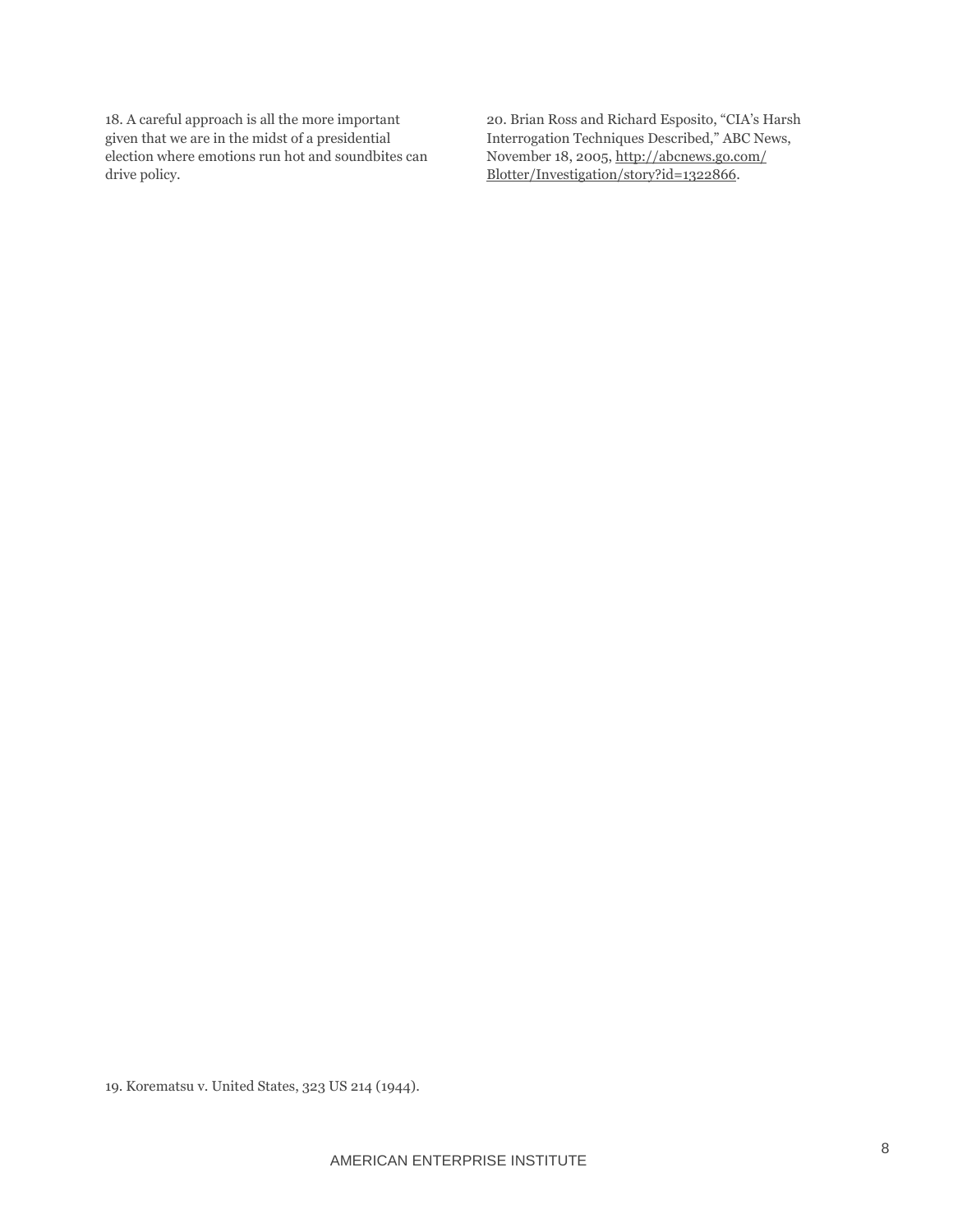18. A careful approach is all the more important given that we are in the midst of a presidential election where emotions run hot and soundbites can drive policy.

19. Korematsu v. United States, 323 US 214 (1944).

20. Brian Ross and Richard Esposito, "CIA's Harsh Interrogation Techniques Described," ABC News, November 18, 2005, http://abcnews.go.com/Blotter/Investigation/story?id=1322866.